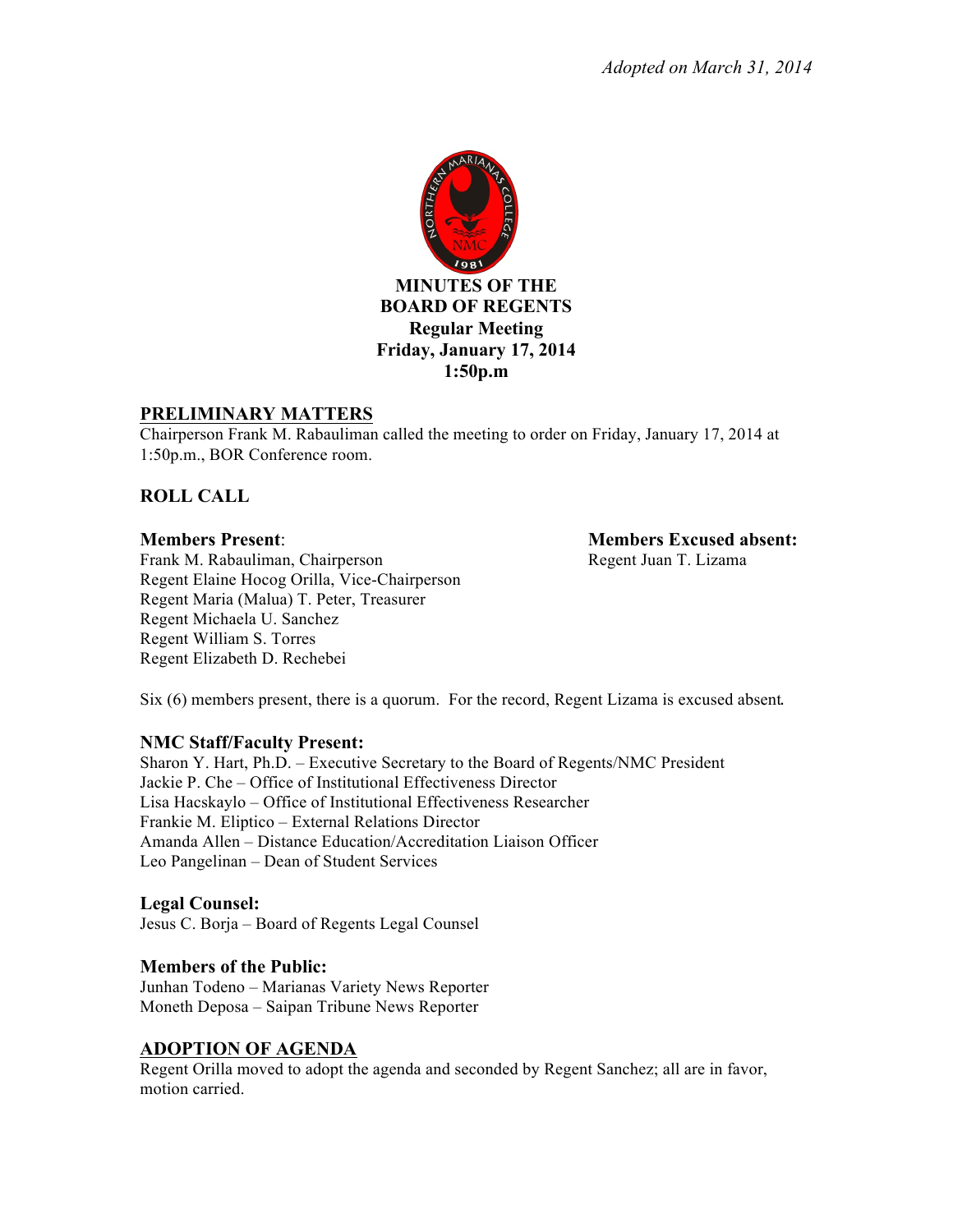*Adopted on March 31, 2014*

**MINUTES OF THE**
**BOARD OF REGENTS**
**Regular Meeting**
**Friday, January 17, 2014**
**1:50p.m**

## PRELIMINARY MATTERS

Chairperson Frank M. Rabauliman called the meeting to order on Friday, January 17, 2014 at 1:50p.m., BOR Conference room.

## ROLL CALL

**Members Present**:
Frank M. Rabauliman, Chairperson
Regent Elaine Hocog Orilla, Vice-Chairperson
Regent Maria (Malua) T. Peter, Treasurer
Regent Michaela U. Sanchez
Regent William S. Torres
Regent Elizabeth D. Rechebei

**Members Excused absent:**
Regent Juan T. Lizama

Six (6) members present, there is a quorum. For the record, Regent Lizama is excused absent.

**NMC Staff/Faculty Present:**
Sharon Y. Hart, Ph.D. – Executive Secretary to the Board of Regents/NMC President
Jackie P. Che – Office of Institutional Effectiveness Director
Lisa Hacskaylo – Office of Institutional Effectiveness Researcher
Frankie M. Eliptico – External Relations Director
Amanda Allen – Distance Education/Accreditation Liaison Officer
Leo Pangelinan – Dean of Student Services

**Legal Counsel:**
Jesus C. Borja – Board of Regents Legal Counsel

**Members of the Public:**
Junhan Todeno – Marianas Variety News Reporter
Moneth Deposa – Saipan Tribune News Reporter

## ADOPTION OF AGENDA

Regent Orilla moved to adopt the agenda and seconded by Regent Sanchez; all are in favor, motion carried.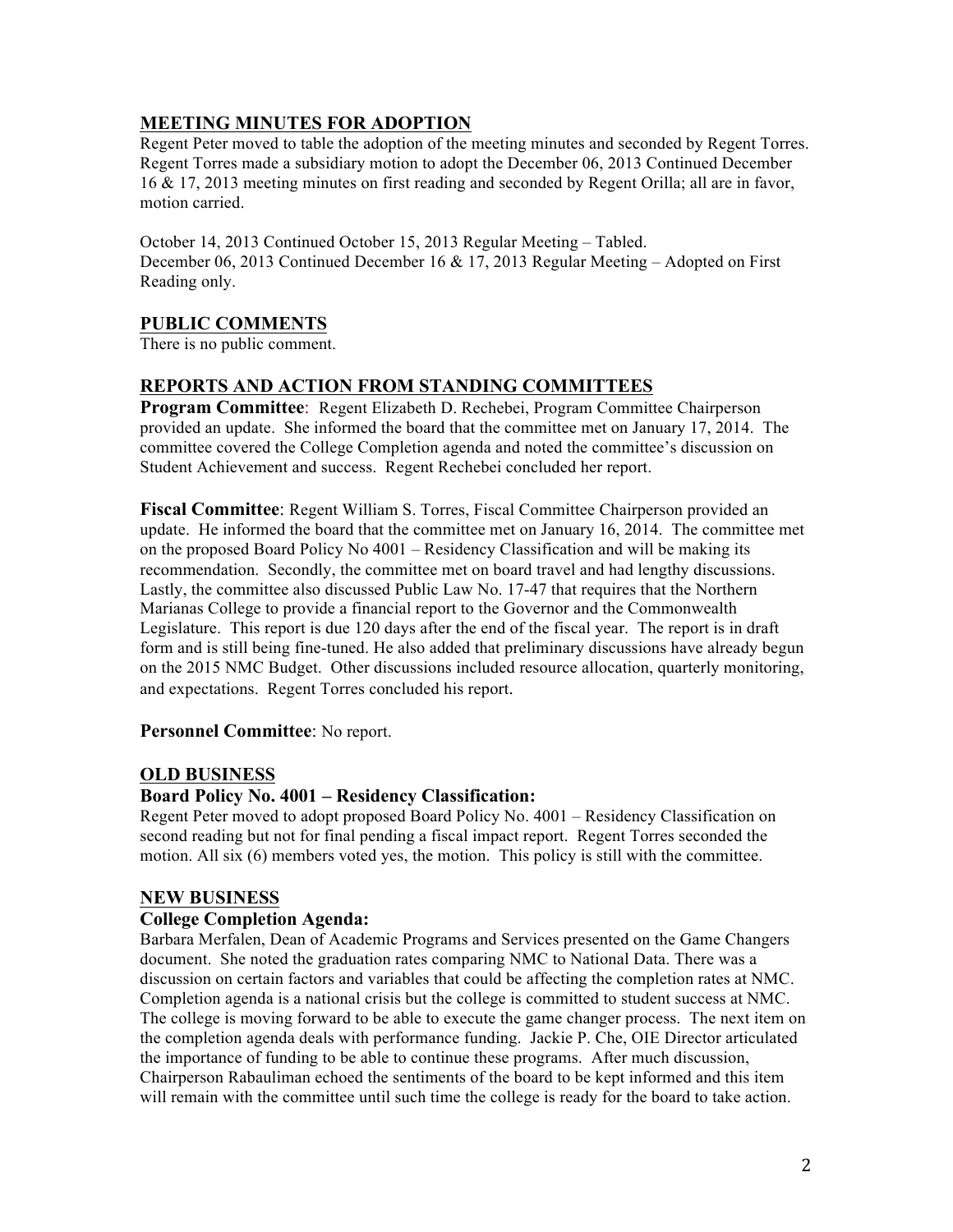## MEETING MINUTES FOR ADOPTION

Regent Peter moved to table the adoption of the meeting minutes and seconded by Regent Torres. Regent Torres made a subsidiary motion to adopt the December 06, 2013 Continued December 16 & 17, 2013 meeting minutes on first reading and seconded by Regent Orilla; all are in favor, motion carried.

October 14, 2013 Continued October 15, 2013 Regular Meeting – Tabled.
December 06, 2013 Continued December 16 & 17, 2013 Regular Meeting – Adopted on First Reading only.

## PUBLIC COMMENTS

There is no public comment.

## REPORTS AND ACTION FROM STANDING COMMITTEES

**Program Committee**: Regent Elizabeth D. Rechebei, Program Committee Chairperson provided an update. She informed the board that the committee met on January 17, 2014. The committee covered the College Completion agenda and noted the committee's discussion on Student Achievement and success. Regent Rechebei concluded her report.

**Fiscal Committee**: Regent William S. Torres, Fiscal Committee Chairperson provided an update. He informed the board that the committee met on January 16, 2014. The committee met on the proposed Board Policy No 4001 – Residency Classification and will be making its recommendation. Secondly, the committee met on board travel and had lengthy discussions. Lastly, the committee also discussed Public Law No. 17-47 that requires that the Northern Marianas College to provide a financial report to the Governor and the Commonwealth Legislature. This report is due 120 days after the end of the fiscal year. The report is in draft form and is still being fine-tuned. He also added that preliminary discussions have already begun on the 2015 NMC Budget. Other discussions included resource allocation, quarterly monitoring, and expectations. Regent Torres concluded his report.

**Personnel Committee**: No report.

## OLD BUSINESS

### Board Policy No. 4001 – Residency Classification:

Regent Peter moved to adopt proposed Board Policy No. 4001 – Residency Classification on second reading but not for final pending a fiscal impact report. Regent Torres seconded the motion. All six (6) members voted yes, the motion. This policy is still with the committee.

## NEW BUSINESS

### College Completion Agenda:

Barbara Merfalen, Dean of Academic Programs and Services presented on the Game Changers document. She noted the graduation rates comparing NMC to National Data. There was a discussion on certain factors and variables that could be affecting the completion rates at NMC. Completion agenda is a national crisis but the college is committed to student success at NMC. The college is moving forward to be able to execute the game changer process. The next item on the completion agenda deals with performance funding. Jackie P. Che, OIE Director articulated the importance of funding to be able to continue these programs. After much discussion, Chairperson Rabauliman echoed the sentiments of the board to be kept informed and this item will remain with the committee until such time the college is ready for the board to take action.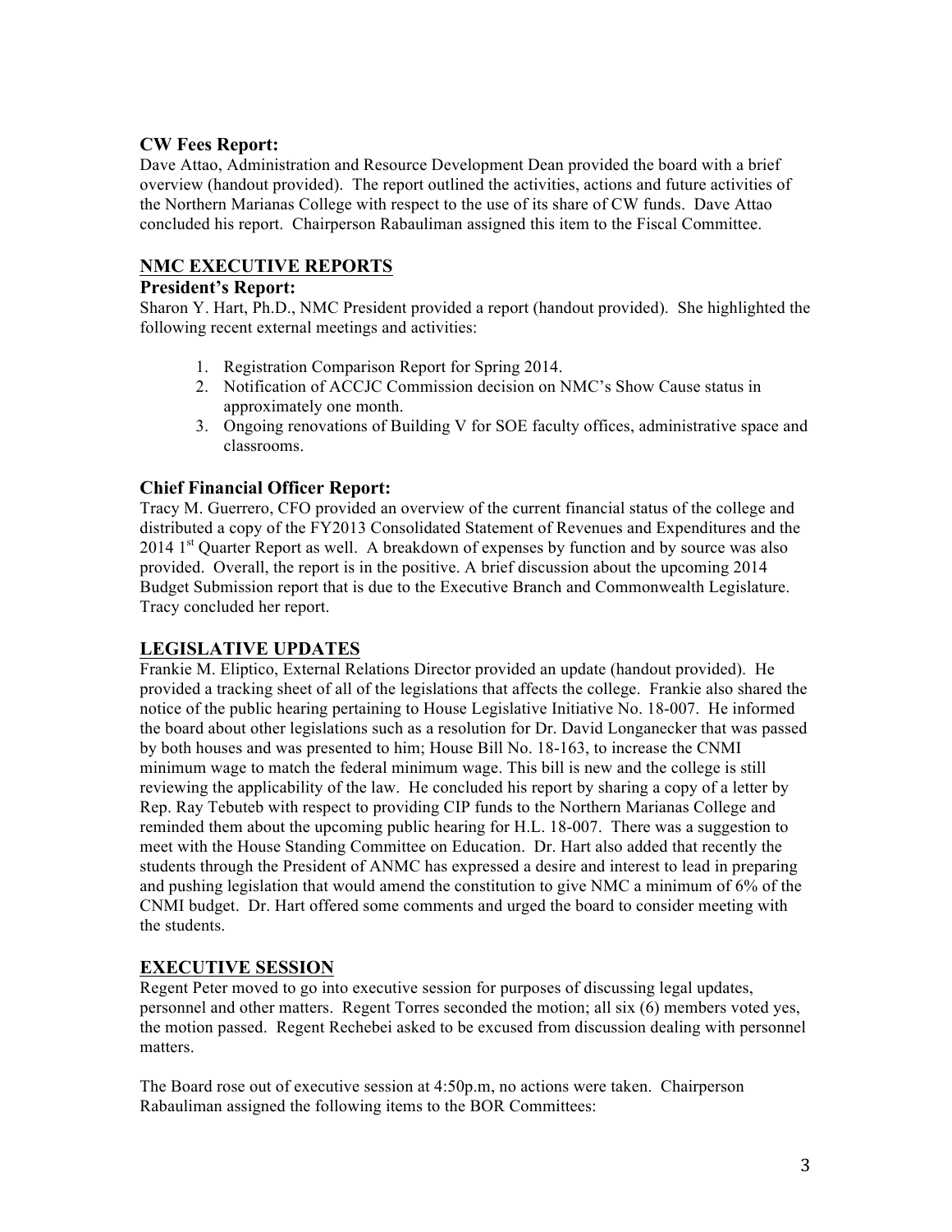### CW Fees Report:

Dave Attao, Administration and Resource Development Dean provided the board with a brief overview (handout provided). The report outlined the activities, actions and future activities of the Northern Marianas College with respect to the use of its share of CW funds. Dave Attao concluded his report. Chairperson Rabauliman assigned this item to the Fiscal Committee.

## NMC EXECUTIVE REPORTS

### President's Report:

Sharon Y. Hart, Ph.D., NMC President provided a report (handout provided). She highlighted the following recent external meetings and activities:

1. Registration Comparison Report for Spring 2014.
2. Notification of ACCJC Commission decision on NMC's Show Cause status in approximately one month.
3. Ongoing renovations of Building V for SOE faculty offices, administrative space and classrooms.

### Chief Financial Officer Report:

Tracy M. Guerrero, CFO provided an overview of the current financial status of the college and distributed a copy of the FY2013 Consolidated Statement of Revenues and Expenditures and the 2014 1st Quarter Report as well. A breakdown of expenses by function and by source was also provided. Overall, the report is in the positive. A brief discussion about the upcoming 2014 Budget Submission report that is due to the Executive Branch and Commonwealth Legislature. Tracy concluded her report.

## LEGISLATIVE UPDATES

Frankie M. Eliptico, External Relations Director provided an update (handout provided). He provided a tracking sheet of all of the legislations that affects the college. Frankie also shared the notice of the public hearing pertaining to House Legislative Initiative No. 18-007. He informed the board about other legislations such as a resolution for Dr. David Longanecker that was passed by both houses and was presented to him; House Bill No. 18-163, to increase the CNMI minimum wage to match the federal minimum wage. This bill is new and the college is still reviewing the applicability of the law. He concluded his report by sharing a copy of a letter by Rep. Ray Tebuteb with respect to providing CIP funds to the Northern Marianas College and reminded them about the upcoming public hearing for H.L. 18-007. There was a suggestion to meet with the House Standing Committee on Education. Dr. Hart also added that recently the students through the President of ANMC has expressed a desire and interest to lead in preparing and pushing legislation that would amend the constitution to give NMC a minimum of 6% of the CNMI budget. Dr. Hart offered some comments and urged the board to consider meeting with the students.

## EXECUTIVE SESSION

Regent Peter moved to go into executive session for purposes of discussing legal updates, personnel and other matters. Regent Torres seconded the motion; all six (6) members voted yes, the motion passed. Regent Rechebei asked to be excused from discussion dealing with personnel matters.

The Board rose out of executive session at 4:50p.m, no actions were taken. Chairperson Rabauliman assigned the following items to the BOR Committees: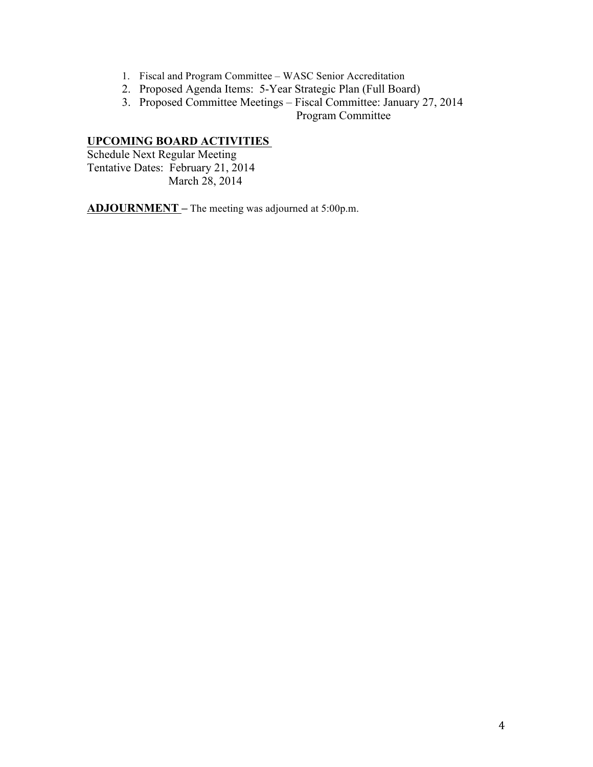1. Fiscal and Program Committee – WASC Senior Accreditation
2. Proposed Agenda Items: 5-Year Strategic Plan (Full Board)
3. Proposed Committee Meetings – Fiscal Committee: January 27, 2014
   Program Committee

**UPCOMING BOARD ACTIVITIES**

Schedule Next Regular Meeting
Tentative Dates: February 21, 2014
March 28, 2014

**ADJOURNMENT –** The meeting was adjourned at 5:00p.m.